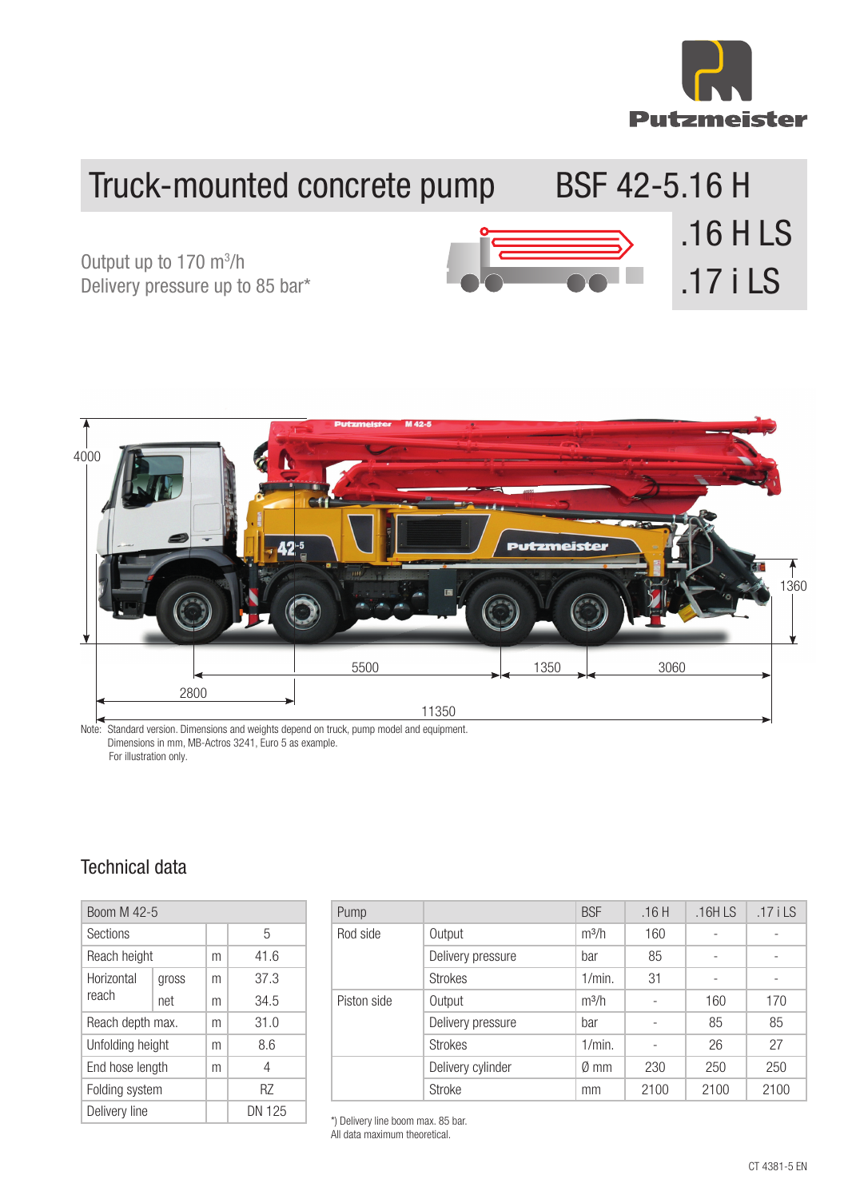Putzmeister

# Truck-mounted concrete pump BSF 42-5.16 H

## .16 H LS
## .17 i LS

Output up to 170 m³/h
Delivery pressure up to 85 bar*

4000

1360

5500 1350 3060

2800

11350

Note: Standard version. Dimensions and weights depend on truck, pump model and equipment.
Dimensions in mm, MB-Actros 3241, Euro 5 as example.
For illustration only.

## Technical data

| Boom M 42-5 | | | |
|---|---|---|---|
| Sections | | | 5 |
| Reach height | | m | 41.6 |
| Horizontal reach | gross | m | 37.3 |
| | net | m | 34.5 |
| Reach depth max. | | m | 31.0 |
| Unfolding height | | m | 8.6 |
| End hose length | | m | 4 |
| Folding system | | | RZ |
| Delivery line | | | DN 125 |

| Pump | | BSF | .16 H | .16H LS | .17 i LS |
|---|---|---|---|---|---|
| Rod side | Output | m³/h | 160 | - | - |
| | Delivery pressure | bar | 85 | - | - |
| | Strokes | 1/min. | 31 | - | - |
| Piston side | Output | m³/h | - | 160 | 170 |
| | Delivery pressure | bar | - | 85 | 85 |
| | Strokes | 1/min. | - | 26 | 27 |
| | Delivery cylinder | Ø mm | 230 | 250 | 250 |
| | Stroke | mm | 2100 | 2100 | 2100 |

*) Delivery line boom max. 85 bar.
All data maximum theoretical.

CT 4381-5 EN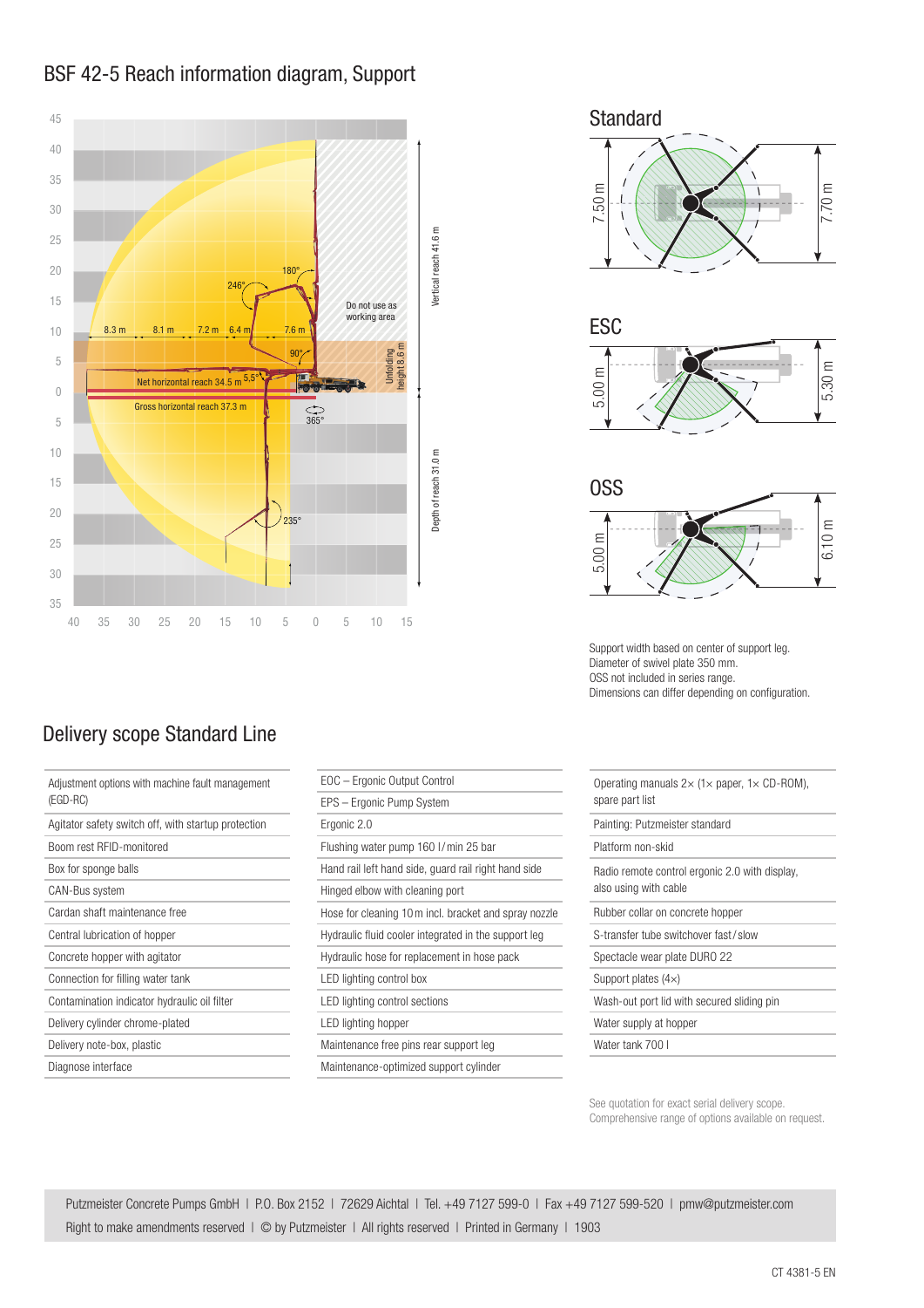## BSF 42-5 Reach information diagram, Support

8.3 m
8.1 m
7.2 m
6.4 m
7.6 m
246°
180°
90°
5.5°
365°
235°
Net horizontal reach 34.5 m
Gross horizontal reach 37.3 m
Do not use as working area
Unfolding height 8.6 m
Vertical reach 41.6 m
Depth of reach 31.0 m

### Standard

7.50 m
7.70 m

### ESC

5.00 m
5.30 m

### OSS

5.00 m
6.10 m

Support width based on center of support leg.
Diameter of swivel plate 350 mm.
OSS not included in series range.
Dimensions can differ depending on configuration.

## Delivery scope Standard Line

| | | |
|---|---|---|
| Adjustment options with machine fault management (EGD-RC) | EOC – Ergonic Output Control | Operating manuals 2× (1× paper, 1× CD-ROM), spare part list |
| Agitator safety switch off, with startup protection | EPS – Ergonic Pump System | Painting: Putzmeister standard |
| Boom rest RFID-monitored | Ergonic 2.0 | Platform non-skid |
| Box for sponge balls | Flushing water pump 160 l/min 25 bar | Radio remote control ergonic 2.0 with display, also using with cable |
| CAN-Bus system | Hand rail left hand side, guard rail right hand side | Rubber collar on concrete hopper |
| Cardan shaft maintenance free | Hinged elbow with cleaning port | S-transfer tube switchover fast/slow |
| Central lubrication of hopper | Hose for cleaning 10 m incl. bracket and spray nozzle | Spectacle wear plate DURO 22 |
| Concrete hopper with agitator | Hydraulic fluid cooler integrated in the support leg | Support plates (4×) |
| Connection for filling water tank | Hydraulic hose for replacement in hose pack | Wash-out port lid with secured sliding pin |
| Contamination indicator hydraulic oil filter | LED lighting control box | Water supply at hopper |
| Delivery cylinder chrome-plated | LED lighting control sections | Water tank 700 l |
| Delivery note-box, plastic | LED lighting hopper | |
| Diagnose interface | Maintenance free pins rear support leg | |
| | Maintenance-optimized support cylinder | |

See quotation for exact serial delivery scope.
Comprehensive range of options available on request.

Putzmeister Concrete Pumps GmbH | P.O. Box 2152 | 72629 Aichtal | Tel. +49 7127 599-0 | Fax +49 7127 599-520 | pmw@putzmeister.com
Right to make amendments reserved | © by Putzmeister | All rights reserved | Printed in Germany | 1903

CT 4381-5 EN